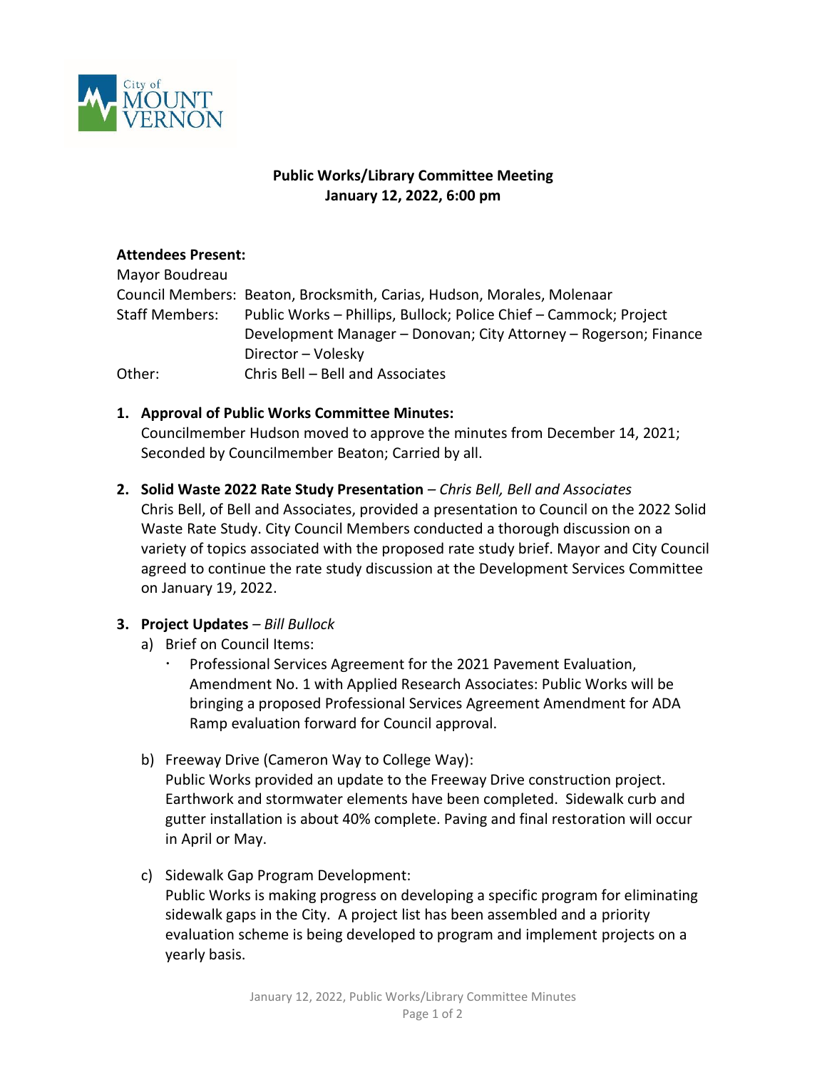**Public Works/Library Committee Meeting**
**January 12, 2022, 6:00 pm**

**Attendees Present:**

Mayor Boudreau

Council Members: Beaton, Brocksmith, Carias, Hudson, Morales, Molenaar

Staff Members: Public Works – Phillips, Bullock; Police Chief – Cammock; Project Development Manager – Donovan; City Attorney – Rogerson; Finance Director – Volesky

Other: Chris Bell – Bell and Associates

1. **Approval of Public Works Committee Minutes:**
   Councilmember Hudson moved to approve the minutes from December 14, 2021; Seconded by Councilmember Beaton; Carried by all.

2. **Solid Waste 2022 Rate Study Presentation** – *Chris Bell, Bell and Associates*
   Chris Bell, of Bell and Associates, provided a presentation to Council on the 2022 Solid Waste Rate Study. City Council Members conducted a thorough discussion on a variety of topics associated with the proposed rate study brief. Mayor and City Council agreed to continue the rate study discussion at the Development Services Committee on January 19, 2022.

3. **Project Updates** – *Bill Bullock*
   a) Brief on Council Items:
      - Professional Services Agreement for the 2021 Pavement Evaluation, Amendment No. 1 with Applied Research Associates: Public Works will be bringing a proposed Professional Services Agreement Amendment for ADA Ramp evaluation forward for Council approval.

   b) Freeway Drive (Cameron Way to College Way):
      Public Works provided an update to the Freeway Drive construction project. Earthwork and stormwater elements have been completed. Sidewalk curb and gutter installation is about 40% complete. Paving and final restoration will occur in April or May.

   c) Sidewalk Gap Program Development:
      Public Works is making progress on developing a specific program for eliminating sidewalk gaps in the City. A project list has been assembled and a priority evaluation scheme is being developed to program and implement projects on a yearly basis.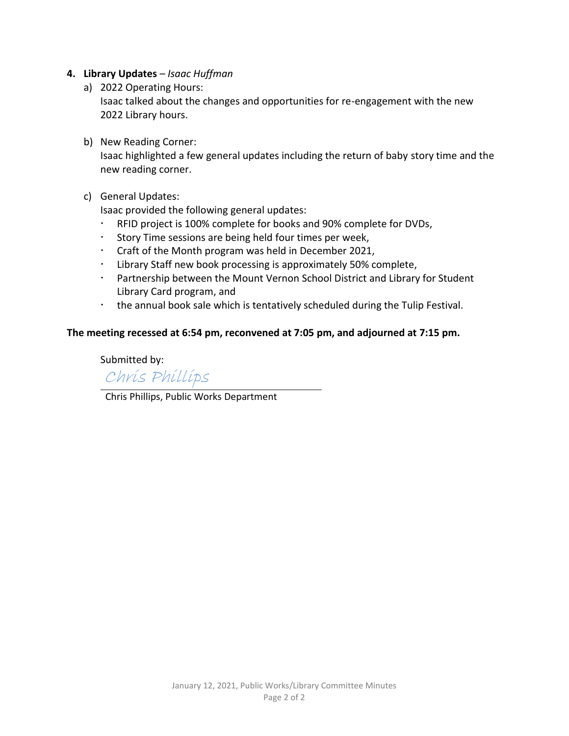4. **Library Updates** – *Isaac Huffman*

   a) 2022 Operating Hours:
   Isaac talked about the changes and opportunities for re-engagement with the new 2022 Library hours.

   b) New Reading Corner:
   Isaac highlighted a few general updates including the return of baby story time and the new reading corner.

   c) General Updates:
   Isaac provided the following general updates:
   - RFID project is 100% complete for books and 90% complete for DVDs,
   - Story Time sessions are being held four times per week,
   - Craft of the Month program was held in December 2021,
   - Library Staff new book processing is approximately 50% complete,
   - Partnership between the Mount Vernon School District and Library for Student Library Card program, and
   - the annual book sale which is tentatively scheduled during the Tulip Festival.

**The meeting recessed at 6:54 pm, reconvened at 7:05 pm, and adjourned at 7:15 pm.**

Submitted by:

*Chris Phillips*

Chris Phillips, Public Works Department